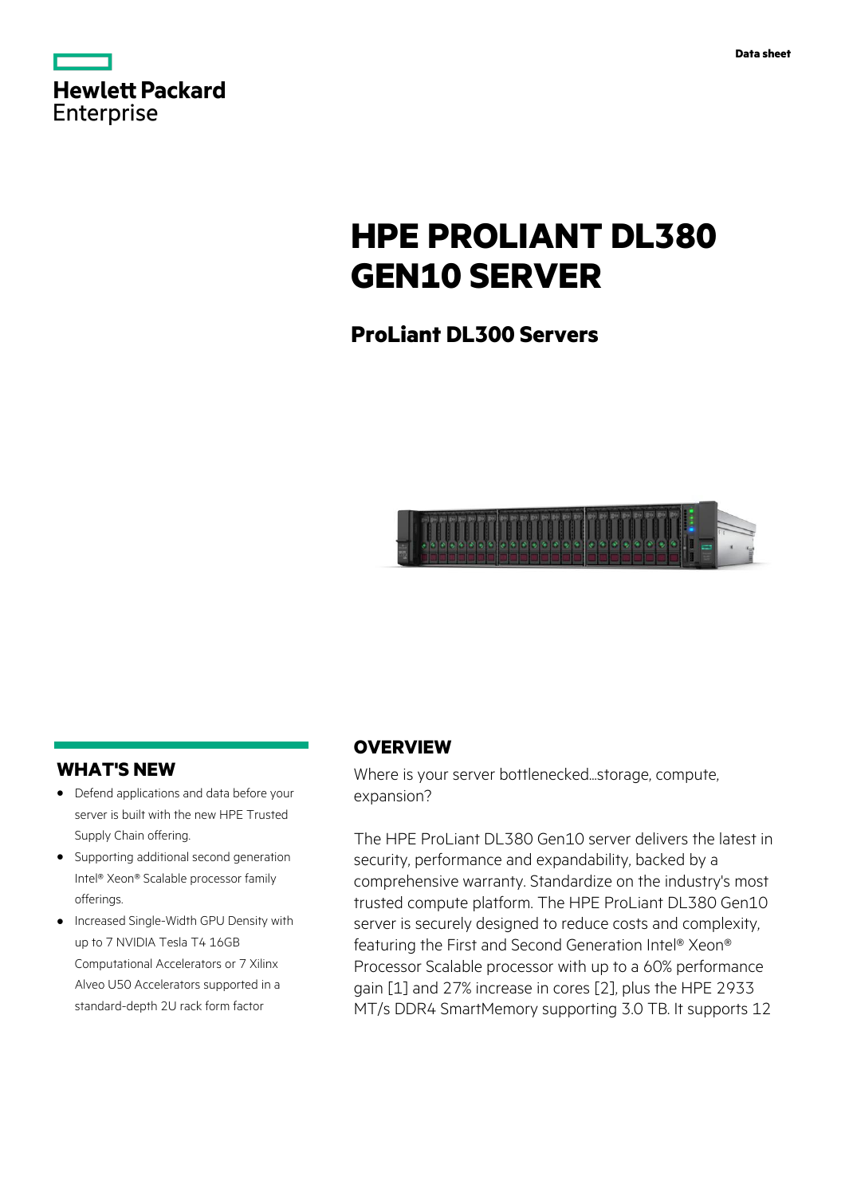Hewlett Packard Enterprise

Data sheet

# HPE PROLIANT DL380 GEN10 SERVER

## ProLiant DL300 Servers

## WHAT'S NEW

- Defend applications and data before your server is built with the new HPE Trusted Supply Chain offering.
- Supporting additional second generation Intel® Xeon® Scalable processor family offerings.
- Increased Single-Width GPU Density with up to 7 NVIDIA Tesla T4 16GB Computational Accelerators or 7 Xilinx Alveo U50 Accelerators supported in a standard-depth 2U rack form factor

## OVERVIEW

Where is your server bottlenecked...storage, compute, expansion?

The HPE ProLiant DL380 Gen10 server delivers the latest in security, performance and expandability, backed by a comprehensive warranty. Standardize on the industry's most trusted compute platform. The HPE ProLiant DL380 Gen10 server is securely designed to reduce costs and complexity, featuring the First and Second Generation Intel® Xeon® Processor Scalable processor with up to a 60% performance gain [1] and 27% increase in cores [2], plus the HPE 2933 MT/s DDR4 SmartMemory supporting 3.0 TB. It supports 12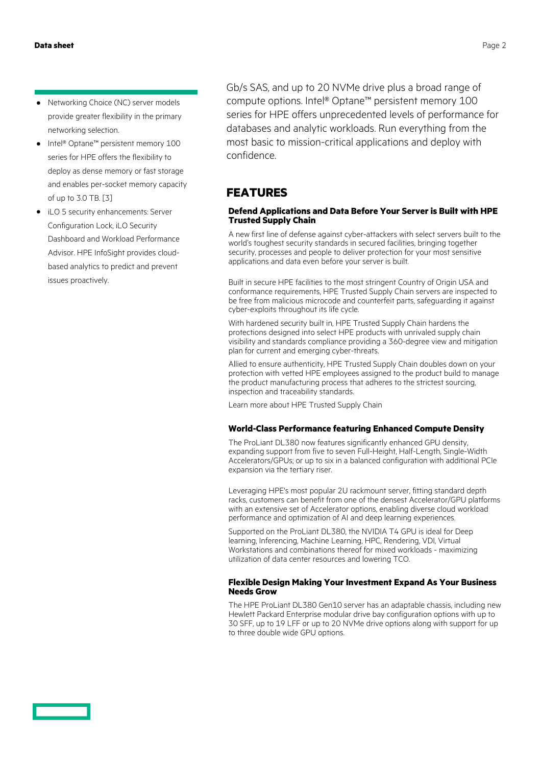- Networking Choice (NC) server models provide greater flexibility in the primary networking selection.
- Intel® Optane™ persistent memory 100 series for HPE offers the flexibility to deploy as dense memory or fast storage and enables per-socket memory capacity of up to 3.0 TB. [3]
- iLO 5 security enhancements: Server Configuration Lock, iLO Security Dashboard and Workload Performance Advisor. HPE InfoSight provides cloud-based analytics to predict and prevent issues proactively.

Gb/s SAS, and up to 20 NVMe drive plus a broad range of compute options. Intel® Optane™ persistent memory 100 series for HPE offers unprecedented levels of performance for databases and analytic workloads. Run everything from the most basic to mission-critical applications and deploy with confidence.

## FEATURES

### Defend Applications and Data Before Your Server is Built with HPE Trusted Supply Chain

A new first line of defense against cyber-attackers with select servers built to the world's toughest security standards in secured facilities, bringing together security, processes and people to deliver protection for your most sensitive applications and data even before your server is built.

Built in secure HPE facilities to the most stringent Country of Origin USA and conformance requirements, HPE Trusted Supply Chain servers are inspected to be free from malicious microcode and counterfeit parts, safeguarding it against cyber-exploits throughout its life cycle.

With hardened security built in, HPE Trusted Supply Chain hardens the protections designed into select HPE products with unrivaled supply chain visibility and standards compliance providing a 360-degree view and mitigation plan for current and emerging cyber-threats.

Allied to ensure authenticity, HPE Trusted Supply Chain doubles down on your protection with vetted HPE employees assigned to the product build to manage the product manufacturing process that adheres to the strictest sourcing, inspection and traceability standards.

Learn more about HPE Trusted Supply Chain

### World-Class Performance featuring Enhanced Compute Density

The ProLiant DL380 now features significantly enhanced GPU density, expanding support from five to seven Full-Height, Half-Length, Single-Width Accelerators/GPUs; or up to six in a balanced configuration with additional PCIe expansion via the tertiary riser.

Leveraging HPE's most popular 2U rackmount server, fitting standard depth racks, customers can benefit from one of the densest Accelerator/GPU platforms with an extensive set of Accelerator options, enabling diverse cloud workload performance and optimization of AI and deep learning experiences.

Supported on the ProLiant DL380, the NVIDIA T4 GPU is ideal for Deep learning, Inferencing, Machine Learning, HPC, Rendering, VDI, Virtual Workstations and combinations thereof for mixed workloads - maximizing utilization of data center resources and lowering TCO.

### Flexible Design Making Your Investment Expand As Your Business Needs Grow

The HPE ProLiant DL380 Gen10 server has an adaptable chassis, including new Hewlett Packard Enterprise modular drive bay configuration options with up to 30 SFF, up to 19 LFF or up to 20 NVMe drive options along with support for up to three double wide GPU options.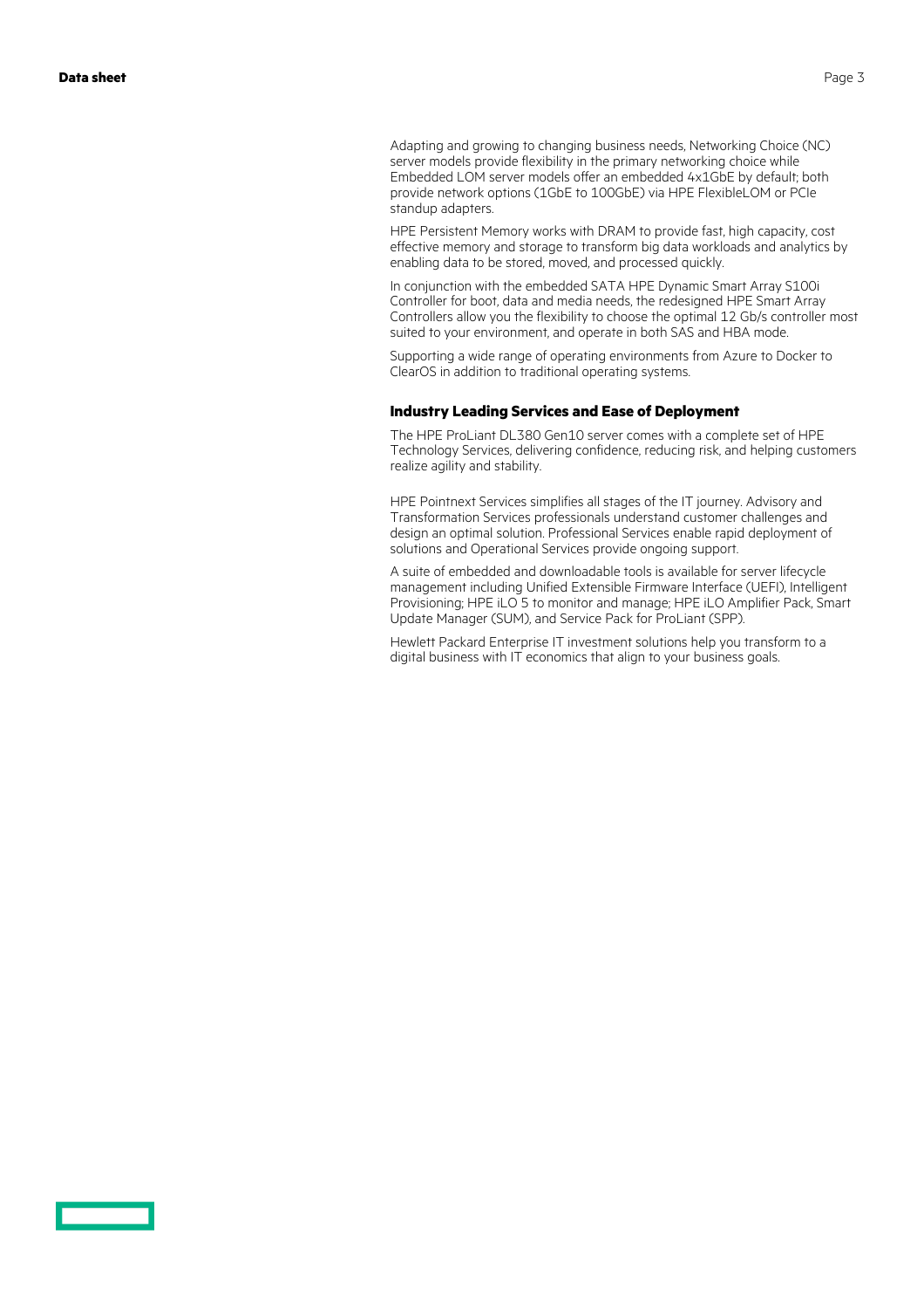Adapting and growing to changing business needs, Networking Choice (NC) server models provide flexibility in the primary networking choice while Embedded LOM server models offer an embedded 4x1GbE by default; both provide network options (1GbE to 100GbE) via HPE FlexibleLOM or PCIe standup adapters.

HPE Persistent Memory works with DRAM to provide fast, high capacity, cost effective memory and storage to transform big data workloads and analytics by enabling data to be stored, moved, and processed quickly.

In conjunction with the embedded SATA HPE Dynamic Smart Array S100i Controller for boot, data and media needs, the redesigned HPE Smart Array Controllers allow you the flexibility to choose the optimal 12 Gb/s controller most suited to your environment, and operate in both SAS and HBA mode.

Supporting a wide range of operating environments from Azure to Docker to ClearOS in addition to traditional operating systems.

### Industry Leading Services and Ease of Deployment

The HPE ProLiant DL380 Gen10 server comes with a complete set of HPE Technology Services, delivering confidence, reducing risk, and helping customers realize agility and stability.

HPE Pointnext Services simplifies all stages of the IT journey. Advisory and Transformation Services professionals understand customer challenges and design an optimal solution. Professional Services enable rapid deployment of solutions and Operational Services provide ongoing support.

A suite of embedded and downloadable tools is available for server lifecycle management including Unified Extensible Firmware Interface (UEFI), Intelligent Provisioning; HPE iLO 5 to monitor and manage; HPE iLO Amplifier Pack, Smart Update Manager (SUM), and Service Pack for ProLiant (SPP).

Hewlett Packard Enterprise IT investment solutions help you transform to a digital business with IT economics that align to your business goals.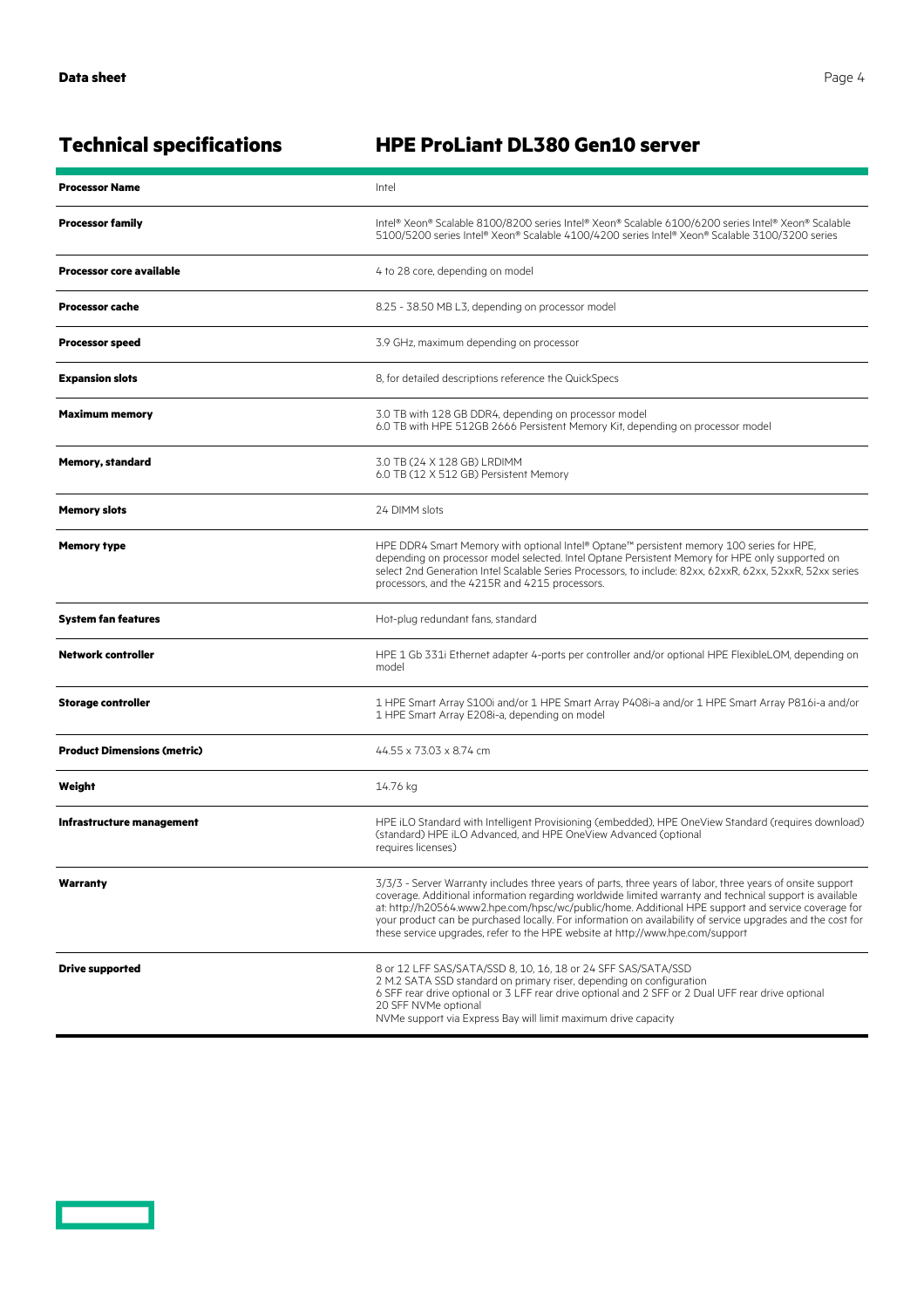## Technical specifications

## HPE ProLiant DL380 Gen10 server

| | |
|---|---|
| **Processor Name** | Intel |
| **Processor family** | Intel® Xeon® Scalable 8100/8200 series Intel® Xeon® Scalable 6100/6200 series Intel® Xeon® Scalable 5100/5200 series Intel® Xeon® Scalable 4100/4200 series Intel® Xeon® Scalable 3100/3200 series |
| **Processor core available** | 4 to 28 core, depending on model |
| **Processor cache** | 8.25 - 38.50 MB L3, depending on processor model |
| **Processor speed** | 3.9 GHz, maximum depending on processor |
| **Expansion slots** | 8, for detailed descriptions reference the QuickSpecs |
| **Maximum memory** | 3.0 TB with 128 GB DDR4, depending on processor model<br>6.0 TB with HPE 512GB 2666 Persistent Memory Kit, depending on processor model |
| **Memory, standard** | 3.0 TB (24 X 128 GB) LRDIMM<br>6.0 TB (12 X 512 GB) Persistent Memory |
| **Memory slots** | 24 DIMM slots |
| **Memory type** | HPE DDR4 Smart Memory with optional Intel® Optane™ persistent memory 100 series for HPE, depending on processor model selected. Intel Optane Persistent Memory for HPE only supported on select 2nd Generation Intel Scalable Series Processors, to include: 82xx, 62xxR, 62xx, 52xxR, 52xx series processors, and the 4215R and 4215 processors. |
| **System fan features** | Hot-plug redundant fans, standard |
| **Network controller** | HPE 1 Gb 331i Ethernet adapter 4-ports per controller and/or optional HPE FlexibleLOM, depending on model |
| **Storage controller** | 1 HPE Smart Array S100i and/or 1 HPE Smart Array P408i-a and/or 1 HPE Smart Array P816i-a and/or 1 HPE Smart Array E208i-a, depending on model |
| **Product Dimensions (metric)** | 44.55 x 73.03 x 8.74 cm |
| **Weight** | 14.76 kg |
| **Infrastructure management** | HPE iLO Standard with Intelligent Provisioning (embedded), HPE OneView Standard (requires download) (standard) HPE iLO Advanced, and HPE OneView Advanced (optional requires licenses) |
| **Warranty** | 3/3/3 - Server Warranty includes three years of parts, three years of labor, three years of onsite support coverage. Additional information regarding worldwide limited warranty and technical support is available at: http://h20564.www2.hpe.com/hpsc/wc/public/home. Additional HPE support and service coverage for your product can be purchased locally. For information on availability of service upgrades and the cost for these service upgrades, refer to the HPE website at http://www.hpe.com/support |
| **Drive supported** | 8 or 12 LFF SAS/SATA/SSD 8, 10, 16, 18 or 24 SFF SAS/SATA/SSD<br>2 M.2 SATA SSD standard on primary riser, depending on configuration<br>6 SFF rear drive optional or 3 LFF rear drive optional and 2 SFF or 2 Dual UFF rear drive optional<br>20 SFF NVMe optional<br>NVMe support via Express Bay will limit maximum drive capacity |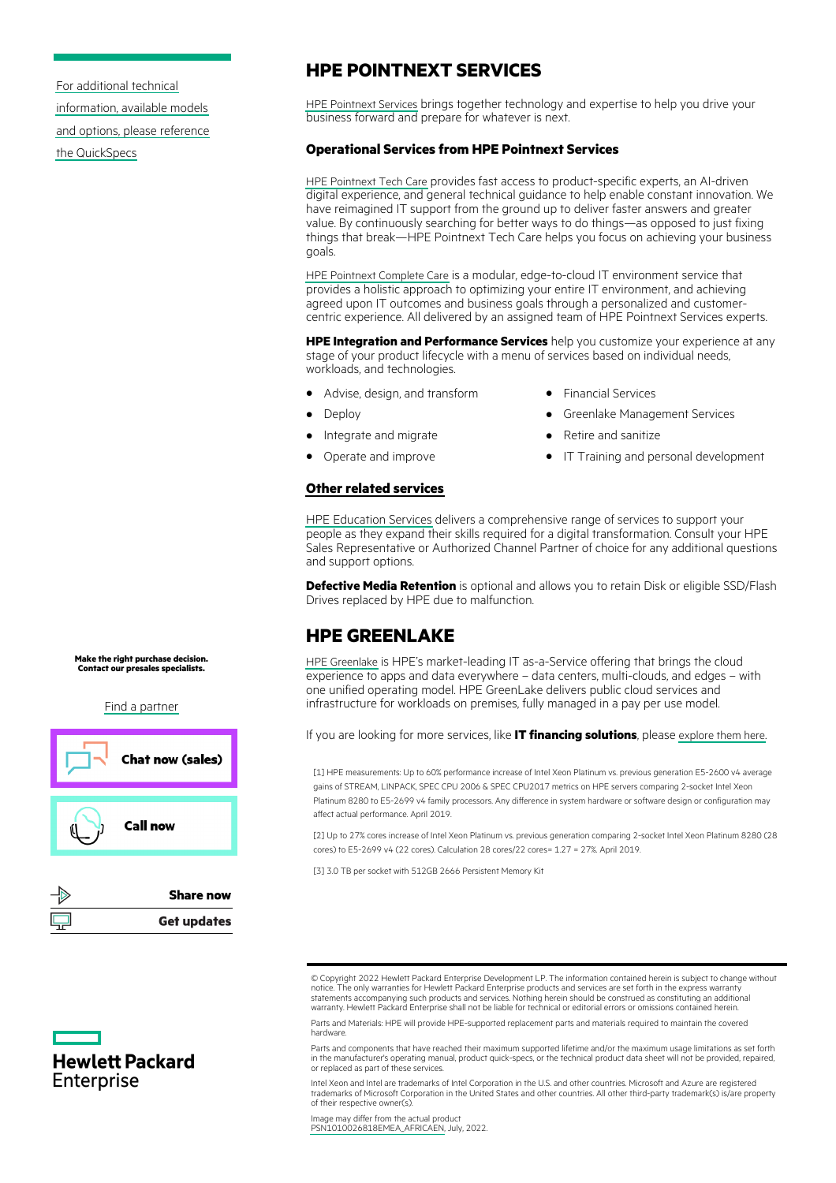For additional technical information, available models and options, please reference the QuickSpecs

## HPE POINTNEXT SERVICES

HPE Pointnext Services brings together technology and expertise to help you drive your business forward and prepare for whatever is next.

### Operational Services from HPE Pointnext Services

HPE Pointnext Tech Care provides fast access to product-specific experts, an AI-driven digital experience, and general technical guidance to help enable constant innovation. We have reimagined IT support from the ground up to deliver faster answers and greater value. By continuously searching for better ways to do things—as opposed to just fixing things that break—HPE Pointnext Tech Care helps you focus on achieving your business goals.

HPE Pointnext Complete Care is a modular, edge-to-cloud IT environment service that provides a holistic approach to optimizing your entire IT environment, and achieving agreed upon IT outcomes and business goals through a personalized and customer-centric experience. All delivered by an assigned team of HPE Pointnext Services experts.

**HPE Integration and Performance Services** help you customize your experience at any stage of your product lifecycle with a menu of services based on individual needs, workloads, and technologies.

- Advise, design, and transform
- Deploy
- Integrate and migrate
- Operate and improve
- Financial Services
- Greenlake Management Services
- Retire and sanitize
- IT Training and personal development

### Other related services

HPE Education Services delivers a comprehensive range of services to support your people as they expand their skills required for a digital transformation. Consult your HPE Sales Representative or Authorized Channel Partner of choice for any additional questions and support options.

**Defective Media Retention** is optional and allows you to retain Disk or eligible SSD/Flash Drives replaced by HPE due to malfunction.

## HPE GREENLAKE

HPE Greenlake is HPE's market-leading IT as-a-Service offering that brings the cloud experience to apps and data everywhere – data centers, multi-clouds, and edges – with one unified operating model. HPE GreenLake delivers public cloud services and infrastructure for workloads on premises, fully managed in a pay per use model.

If you are looking for more services, like **IT financing solutions**, please explore them here.

[1] HPE measurements: Up to 60% performance increase of Intel Xeon Platinum vs. previous generation E5-2600 v4 average gains of STREAM, LINPACK, SPEC CPU 2006 & SPEC CPU2017 metrics on HPE servers comparing 2-socket Intel Xeon Platinum 8280 to E5-2699 v4 family processors. Any difference in system hardware or software design or configuration may affect actual performance. April 2019.

[2] Up to 27% cores increase of Intel Xeon Platinum vs. previous generation comparing 2-socket Intel Xeon Platinum 8280 (28 cores) to E5-2699 v4 (22 cores). Calculation 28 cores/22 cores= 1.27 = 27%. April 2019.

[3] 3.0 TB per socket with 512GB 2666 Persistent Memory Kit

**Make the right purchase decision. Contact our presales specialists.**

Find a partner

**Chat now (sales)**

**Call now**

**Share now**

**Get updates**

© Copyright 2022 Hewlett Packard Enterprise Development LP. The information contained herein is subject to change without notice. The only warranties for Hewlett Packard Enterprise products and services are set forth in the express warranty statements accompanying such products and services. Nothing herein should be construed as constituting an additional warranty. Hewlett Packard Enterprise shall not be liable for technical or editorial errors or omissions contained herein.

Parts and Materials: HPE will provide HPE-supported replacement parts and materials required to maintain the covered hardware.

Parts and components that have reached their maximum supported lifetime and/or the maximum usage limitations as set forth in the manufacturer's operating manual, product quick-specs, or the technical product data sheet will not be provided, repaired, or replaced as part of these services.

Intel Xeon and Intel are trademarks of Intel Corporation in the U.S. and other countries. Microsoft and Azure are registered trademarks of Microsoft Corporation in the United States and other countries. All other third-party trademark(s) is/are property of their respective owner(s).

Image may differ from the actual product
PSN1010026818EMEA_AFRICAEN, July, 2022.

Hewlett Packard Enterprise